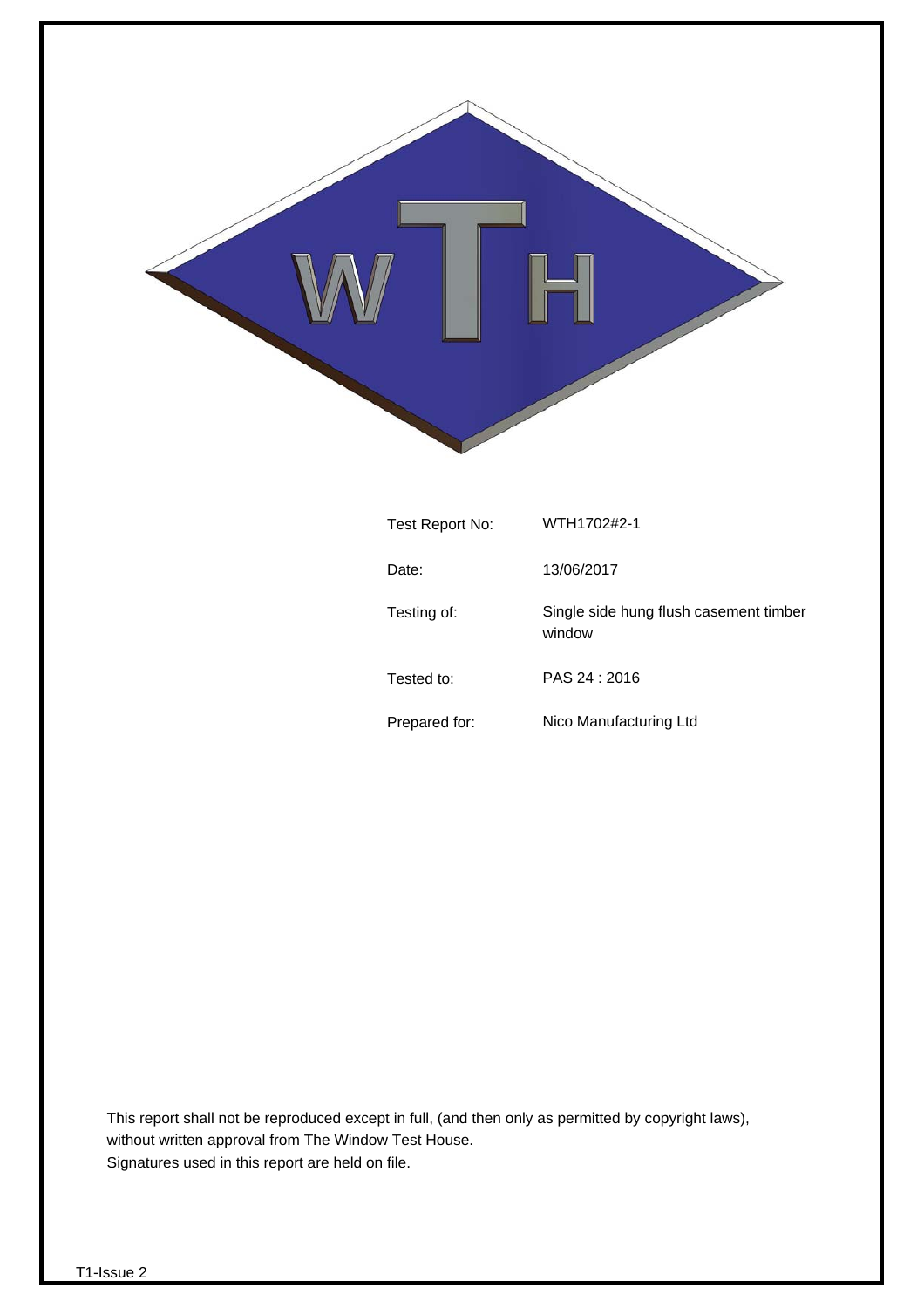| | |
|---|---|
| Test Report No: | WTH1702#2-1 |
| Date: | 13/06/2017 |
| Testing of: | Single side hung flush casement timber window |
| Tested to: | PAS 24 : 2016 |
| Prepared for: | Nico Manufacturing Ltd |

This report shall not be reproduced except in full, (and then only as permitted by copyright laws), without written approval from The Window Test House.
Signatures used in this report are held on file.

T1-Issue 2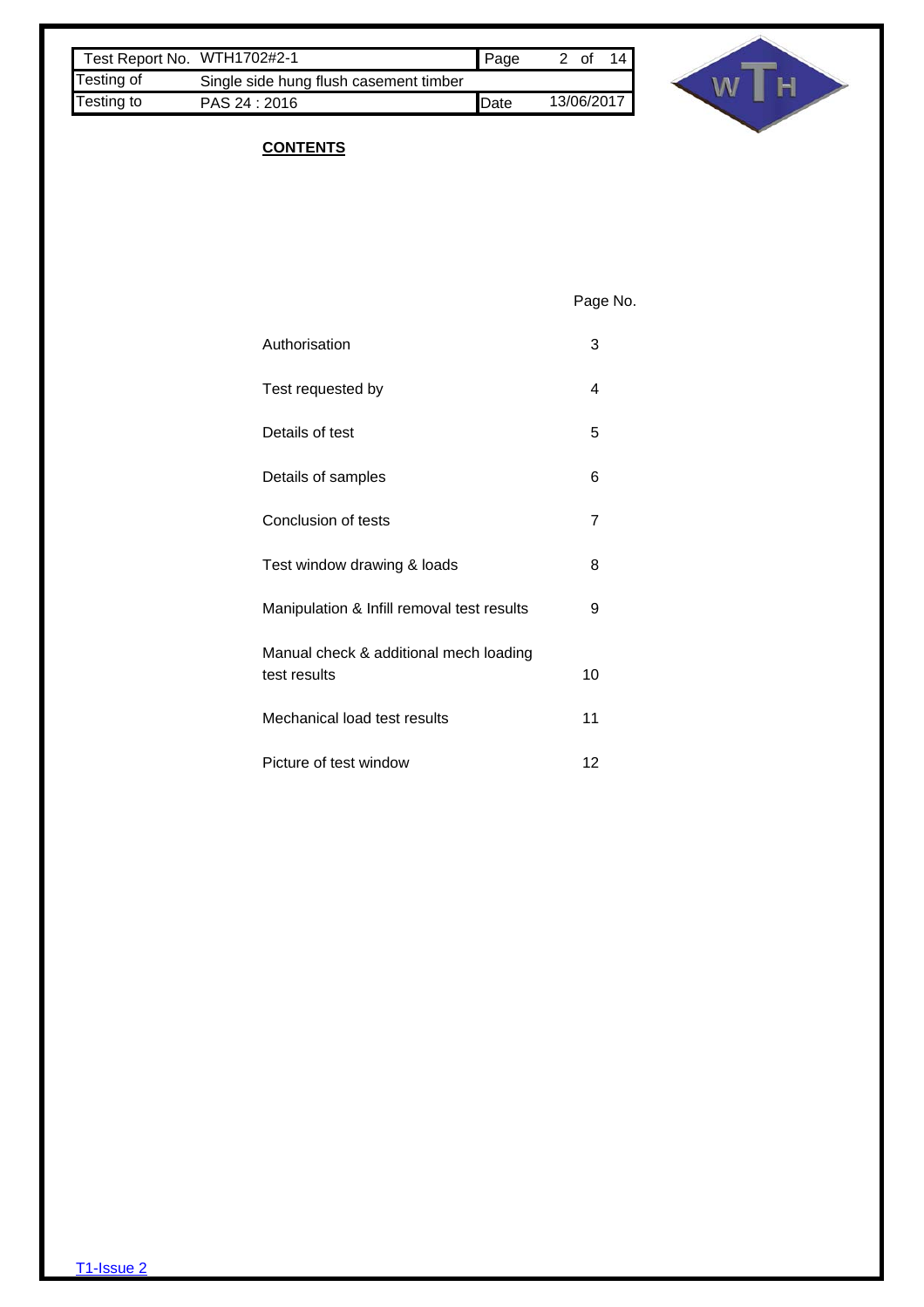**CONTENTS**

| | Page No. |
|---|---|
| Authorisation | 3 |
| Test requested by | 4 |
| Details of test | 5 |
| Details of samples | 6 |
| Conclusion of tests | 7 |
| Test window drawing & loads | 8 |
| Manipulation & Infill removal test results | 9 |
| Manual check & additional mech loading test results | 10 |
| Mechanical load test results | 11 |
| Picture of test window | 12 |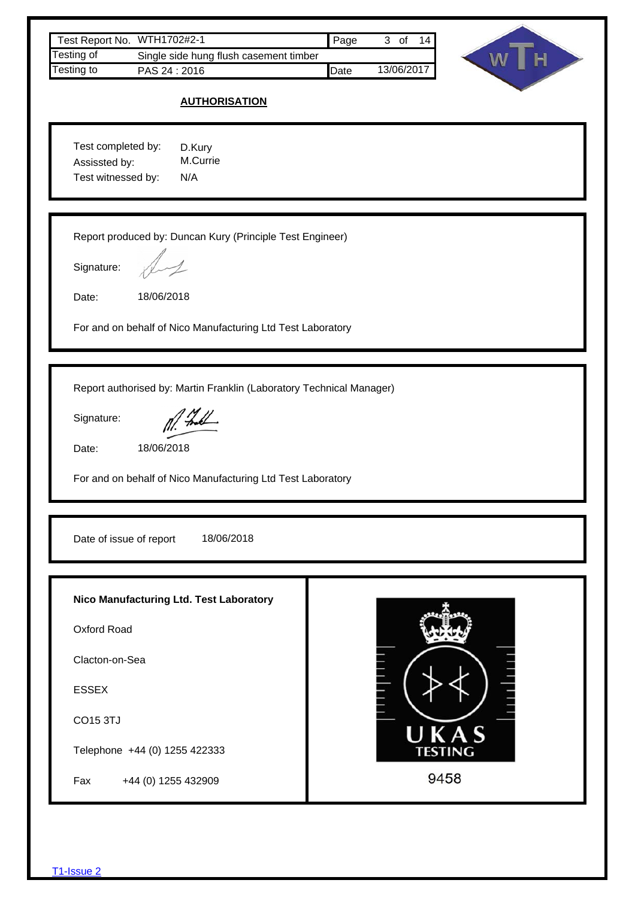| Test Report No. | WTH1702#2-1 | Page | 3 of 14 |
|---|---|---|---|
| Testing of | Single side hung flush casement timber | | |
| Testing to | PAS 24 : 2016 | Date | 13/06/2017 |

## AUTHORISATION

Test completed by: D.Kury
Assissted by: M.Currie
Test witnessed by: N/A

Report produced by: Duncan Kury (Principle Test Engineer)

Signature:

Date: 18/06/2018

For and on behalf of Nico Manufacturing Ltd Test Laboratory

Report authorised by: Martin Franklin (Laboratory Technical Manager)

Signature:

Date: 18/06/2018

For and on behalf of Nico Manufacturing Ltd Test Laboratory

Date of issue of report 18/06/2018

**Nico Manufacturing Ltd. Test Laboratory**

Oxford Road

Clacton-on-Sea

ESSEX

CO15 3TJ

Telephone +44 (0) 1255 422333

Fax +44 (0) 1255 432909

UKAS TESTING

9458

T1-Issue 2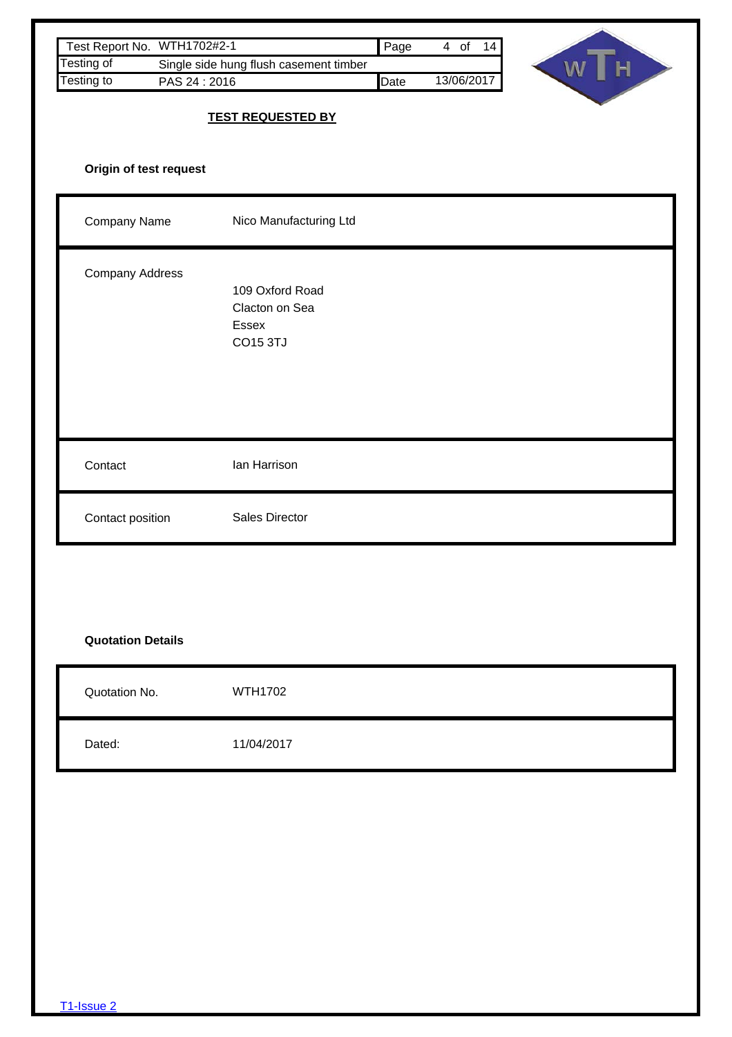## TEST REQUESTED BY

**Origin of test request**

| | |
|---|---|
| Company Name | Nico Manufacturing Ltd |
| Company Address | 109 Oxford Road<br>Clacton on Sea<br>Essex<br>CO15 3TJ |
| Contact | Ian Harrison |
| Contact position | Sales Director |

**Quotation Details**

| | |
|---|---|
| Quotation No. | WTH1702 |
| Dated: | 11/04/2017 |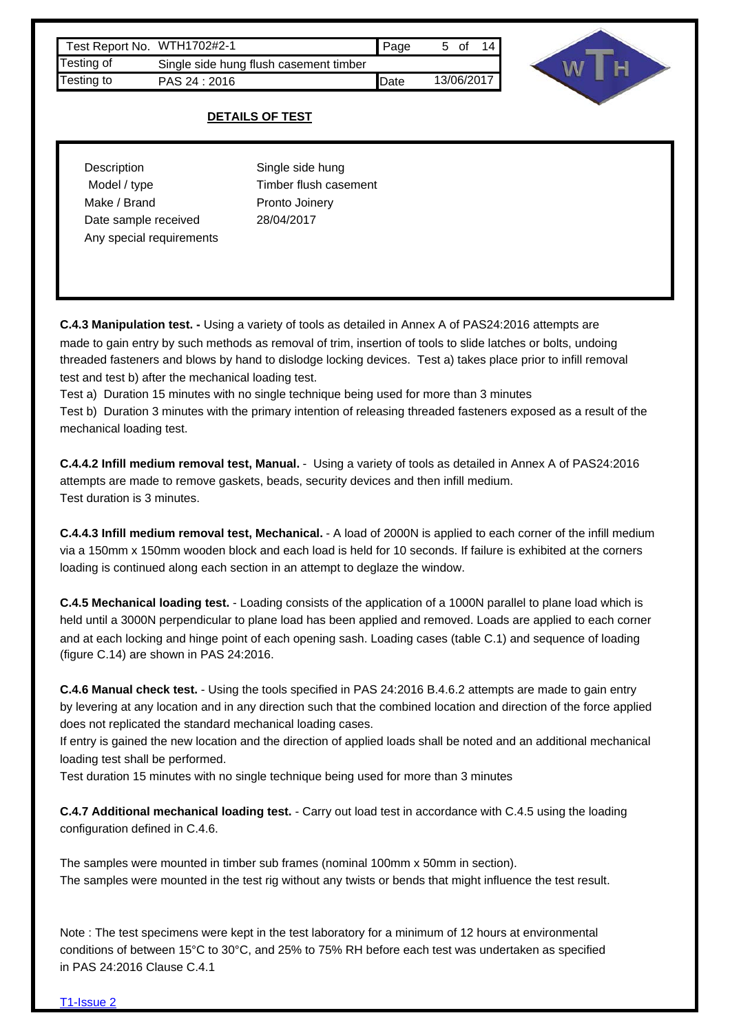| Test Report No. | WTH1702#2-1 | Page | 5 of 14 |
|---|---|---|---|
| Testing of | Single side hung flush casement timber | | |
| Testing to | PAS 24 : 2016 | Date | 13/06/2017 |

## DETAILS OF TEST

| | |
|---|---|
| Description | Single side hung |
| Model / type | Timber flush casement |
| Make / Brand | Pronto Joinery |
| Date sample received | 28/04/2017 |
| Any special requirements | |

**C.4.3 Manipulation test. -** Using a variety of tools as detailed in Annex A of PAS24:2016 attempts are made to gain entry by such methods as removal of trim, insertion of tools to slide latches or bolts, undoing threaded fasteners and blows by hand to dislodge locking devices. Test a) takes place prior to infill removal test and test b) after the mechanical loading test.

Test a) Duration 15 minutes with no single technique being used for more than 3 minutes

Test b) Duration 3 minutes with the primary intention of releasing threaded fasteners exposed as a result of the mechanical loading test.

**C.4.4.2 Infill medium removal test, Manual.** - Using a variety of tools as detailed in Annex A of PAS24:2016 attempts are made to remove gaskets, beads, security devices and then infill medium. Test duration is 3 minutes.

**C.4.4.3 Infill medium removal test, Mechanical.** - A load of 2000N is applied to each corner of the infill medium via a 150mm x 150mm wooden block and each load is held for 10 seconds. If failure is exhibited at the corners loading is continued along each section in an attempt to deglaze the window.

**C.4.5 Mechanical loading test.** - Loading consists of the application of a 1000N parallel to plane load which is held until a 3000N perpendicular to plane load has been applied and removed. Loads are applied to each corner and at each locking and hinge point of each opening sash. Loading cases (table C.1) and sequence of loading (figure C.14) are shown in PAS 24:2016.

**C.4.6 Manual check test.** - Using the tools specified in PAS 24:2016 B.4.6.2 attempts are made to gain entry by levering at any location and in any direction such that the combined location and direction of the force applied does not replicated the standard mechanical loading cases.

If entry is gained the new location and the direction of applied loads shall be noted and an additional mechanical loading test shall be performed.

Test duration 15 minutes with no single technique being used for more than 3 minutes

**C.4.7 Additional mechanical loading test.** - Carry out load test in accordance with C.4.5 using the loading configuration defined in C.4.6.

The samples were mounted in timber sub frames (nominal 100mm x 50mm in section).
The samples were mounted in the test rig without any twists or bends that might influence the test result.

Note : The test specimens were kept in the test laboratory for a minimum of 12 hours at environmental conditions of between 15°C to 30°C, and 25% to 75% RH before each test was undertaken as specified in PAS 24:2016 Clause C.4.1

T1-Issue 2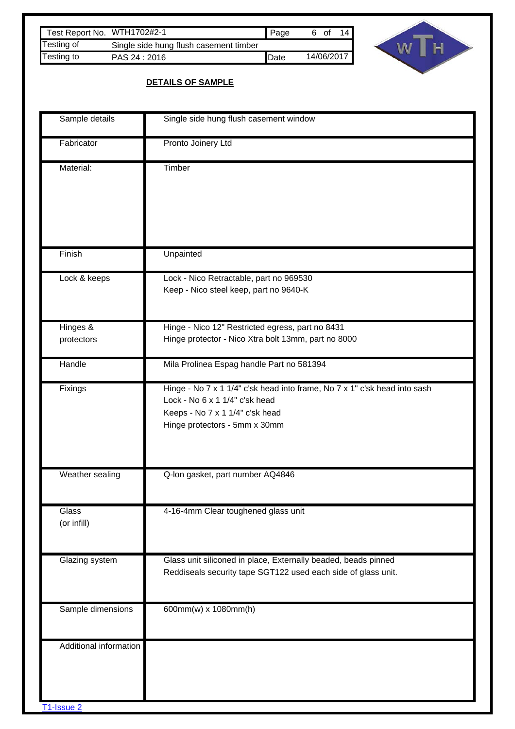| Test Report No. | WTH1702#2-1 | Page | 6 of 14 |
| --- | --- | --- | --- |
| Testing of | Single side hung flush casement timber | | |
| Testing to | PAS 24 : 2016 | Date | 14/06/2017 |

## DETAILS OF SAMPLE

| | |
| --- | --- |
| Sample details | Single side hung flush casement window |
| Fabricator | Pronto Joinery Ltd |
| Material: | Timber |
| Finish | Unpainted |
| Lock & keeps | Lock - Nico Retractable, part no 969530<br>Keep - Nico steel keep, part no 9640-K |
| Hinges & protectors | Hinge - Nico 12" Restricted egress, part no 8431<br>Hinge protector - Nico Xtra bolt 13mm, part no 8000 |
| Handle | Mila Prolinea Espag handle Part no 581394 |
| Fixings | Hinge - No 7 x 1 1/4" c'sk head into frame, No 7 x 1" c'sk head into sash<br>Lock - No 6 x 1 1/4" c'sk head<br>Keeps - No 7 x 1 1/4" c'sk head<br>Hinge protectors - 5mm x 30mm |
| Weather sealing | Q-lon gasket, part number AQ4846 |
| Glass (or infill) | 4-16-4mm Clear toughened glass unit |
| Glazing system | Glass unit siliconed in place, Externally beaded, beads pinned<br>Reddiseals security tape SGT122 used each side of glass unit. |
| Sample dimensions | 600mm(w) x 1080mm(h) |
| Additional information | |

T1-Issue 2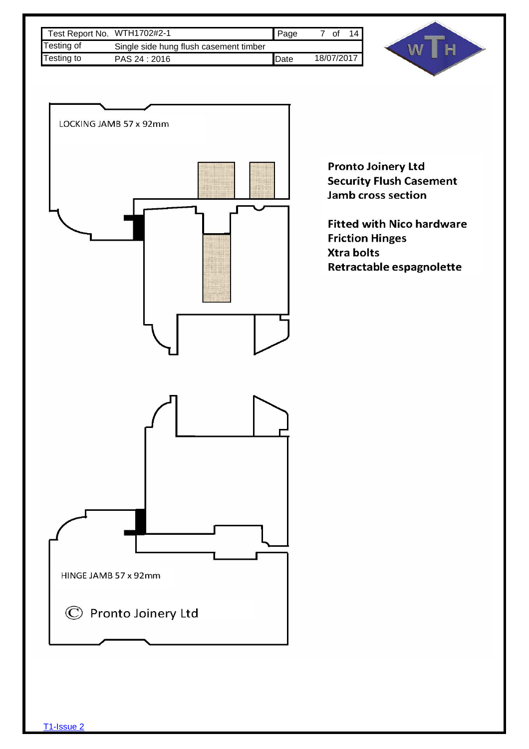| Test Report No. | WTH1702#2-1 | Page | 7 of 14 |
| --- | --- | --- | --- |
| Testing of | Single side hung flush casement timber | | |
| Testing to | PAS 24 : 2016 | Date | 18/07/2017 |

LOCKING JAMB 57 x 92mm

**Pronto Joinery Ltd**
**Security Flush Casement**
**Jamb cross section**

**Fitted with Nico hardware**
**Friction Hinges**
**Xtra bolts**
**Retractable espagnolette**

HINGE JAMB 57 x 92mm

© Pronto Joinery Ltd

T1-Issue 2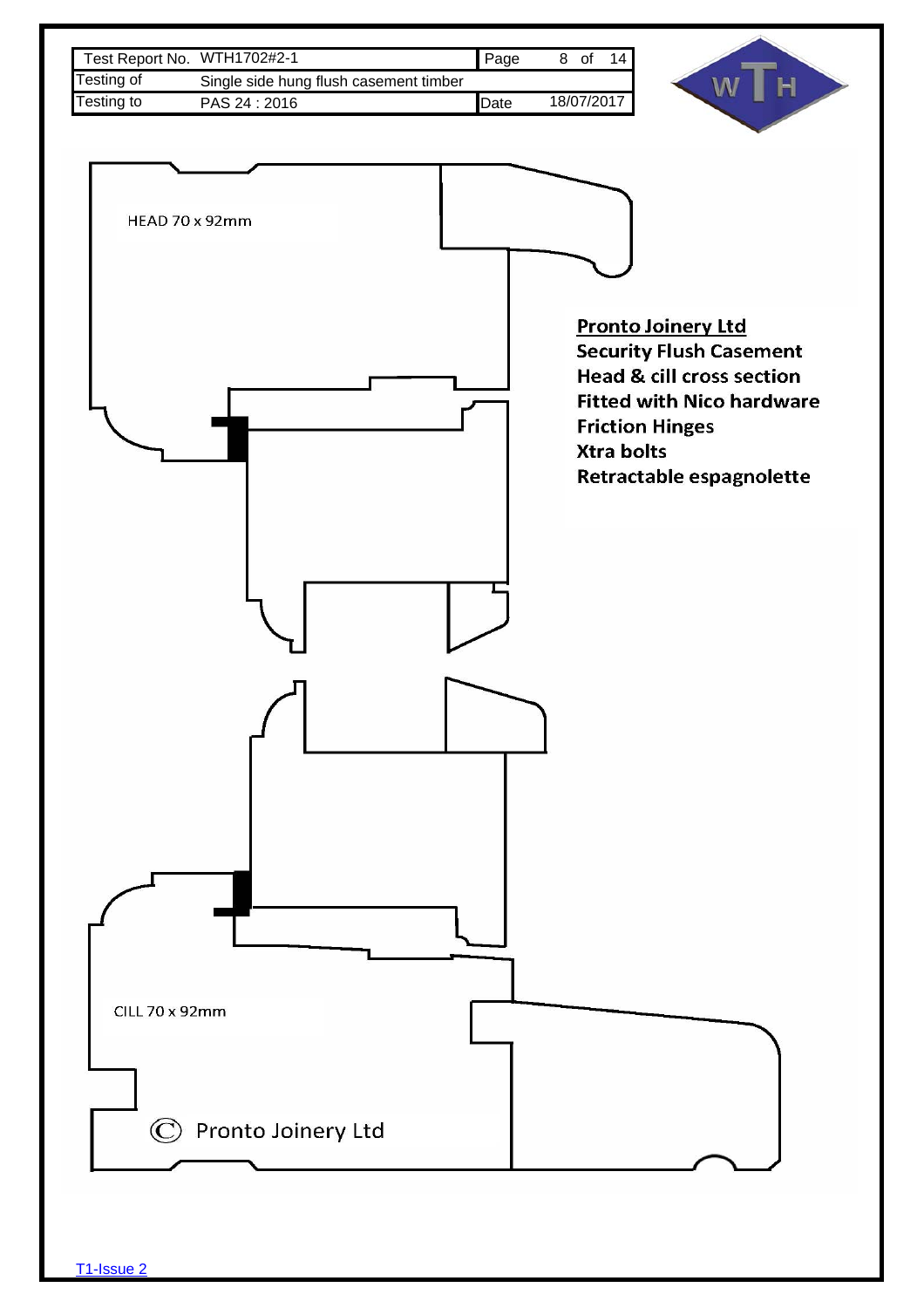| Test Report No. | WTH1702#2-1 | Page | 8 of 14 |
|---|---|---|---|
| Testing of | Single side hung flush casement timber | | |
| Testing to | PAS 24 : 2016 | Date | 18/07/2017 |

HEAD 70 x 92mm

**Pronto Joinery Ltd**

**Security Flush Casement**
**Head & cill cross section**
**Fitted with Nico hardware**
**Friction Hinges**
**Xtra bolts**
**Retractable espagnolette**

CILL 70 x 92mm

© Pronto Joinery Ltd

T1-Issue 2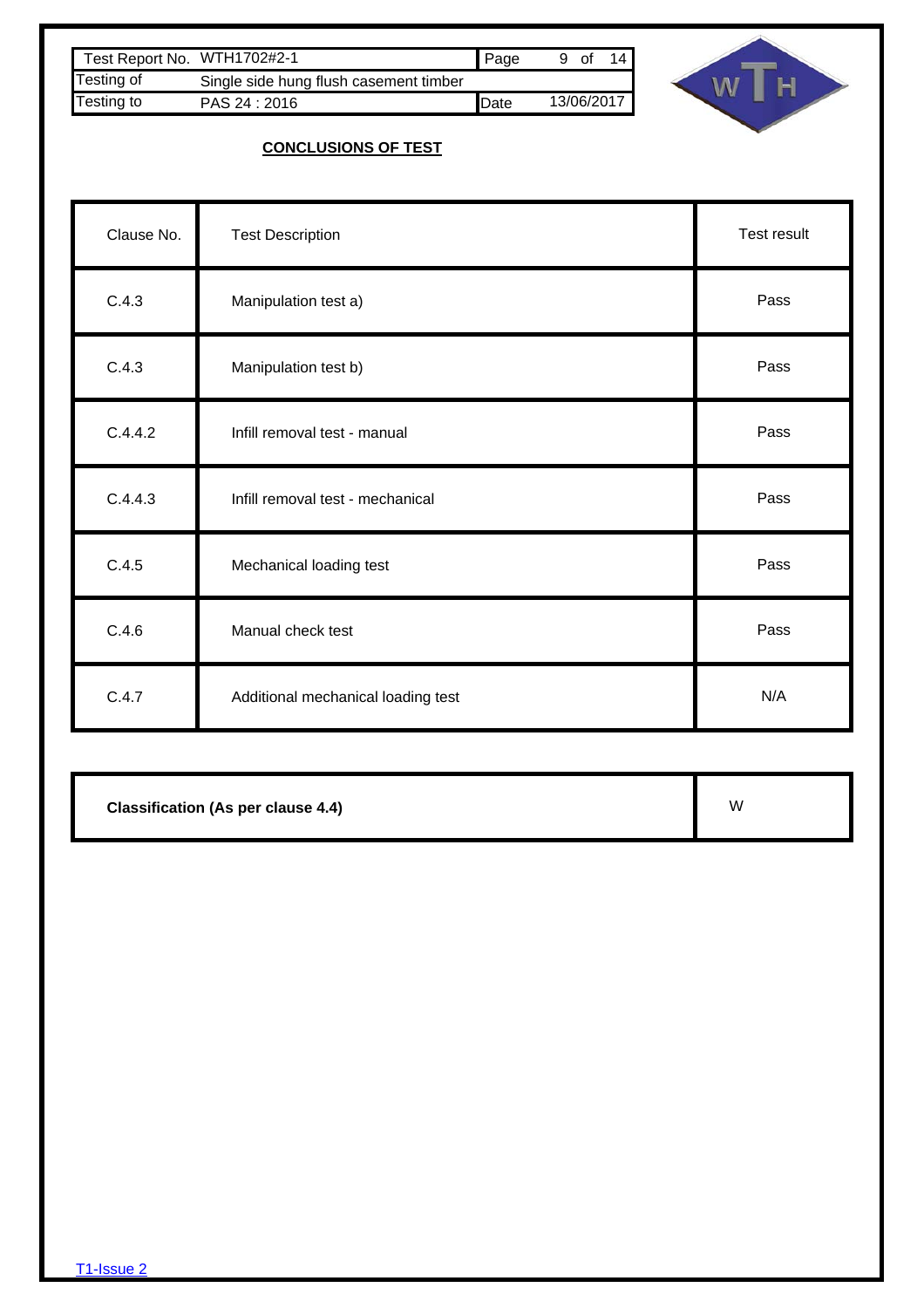## CONCLUSIONS OF TEST

| Clause No. | Test Description | Test result |
|---|---|---|
| C.4.3 | Manipulation test a) | Pass |
| C.4.3 | Manipulation test b) | Pass |
| C.4.4.2 | Infill removal test - manual | Pass |
| C.4.4.3 | Infill removal test - mechanical | Pass |
| C.4.5 | Mechanical loading test | Pass |
| C.4.6 | Manual check test | Pass |
| C.4.7 | Additional mechanical loading test | N/A |

| **Classification (As per clause 4.4)** | W |
|---|---|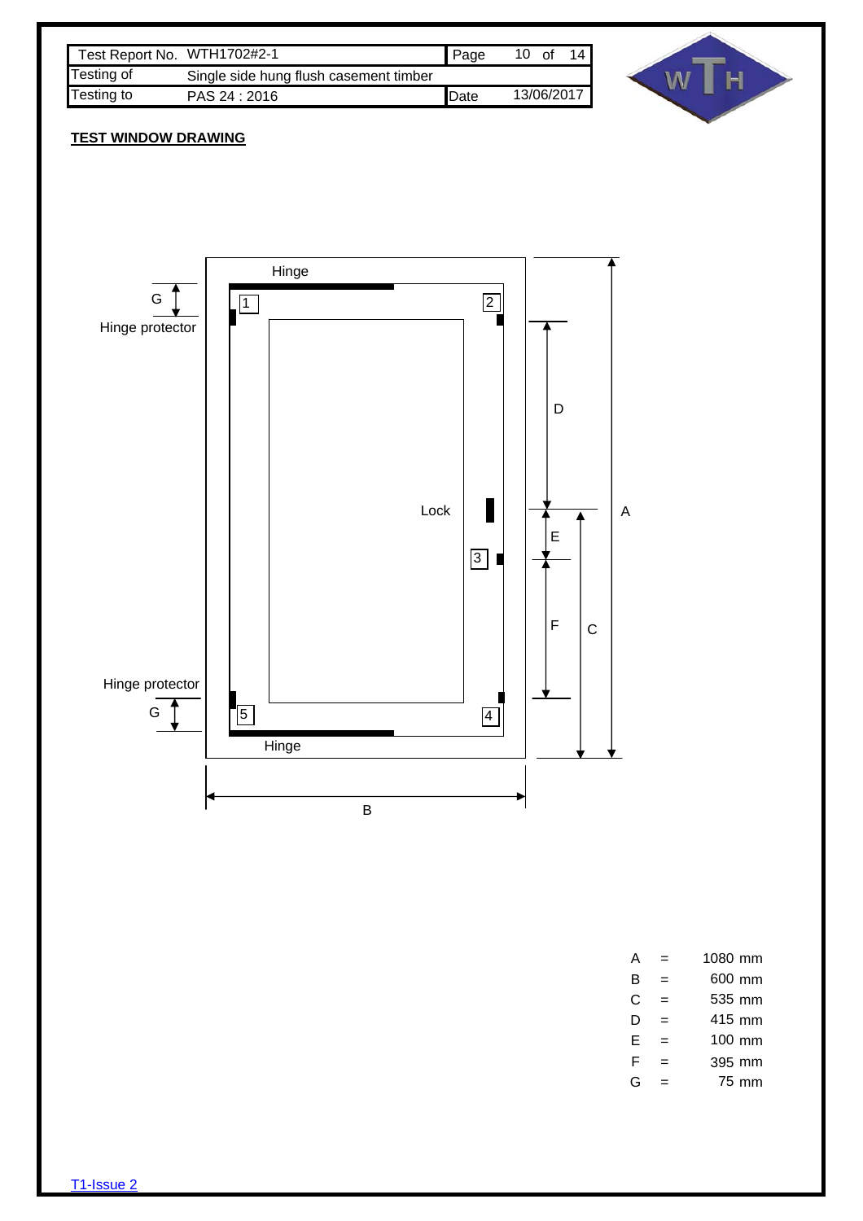| Test Report No. | WTH1702#2-1 | Page | 10 of 14 |
|---|---|---|---|
| Testing of | Single side hung flush casement timber | | |
| Testing to | PAS 24 : 2016 | Date | 13/06/2017 |

**TEST WINDOW DRAWING**

Hinge

G

Hinge protector

1

2

D

Lock

A

E

3

F

C

Hinge protector

G

5

4

Hinge

B

| | | |
|---|---|---|
| A | = | 1080 mm |
| B | = | 600 mm |
| C | = | 535 mm |
| D | = | 415 mm |
| E | = | 100 mm |
| F | = | 395 mm |
| G | = | 75 mm |

T1-Issue 2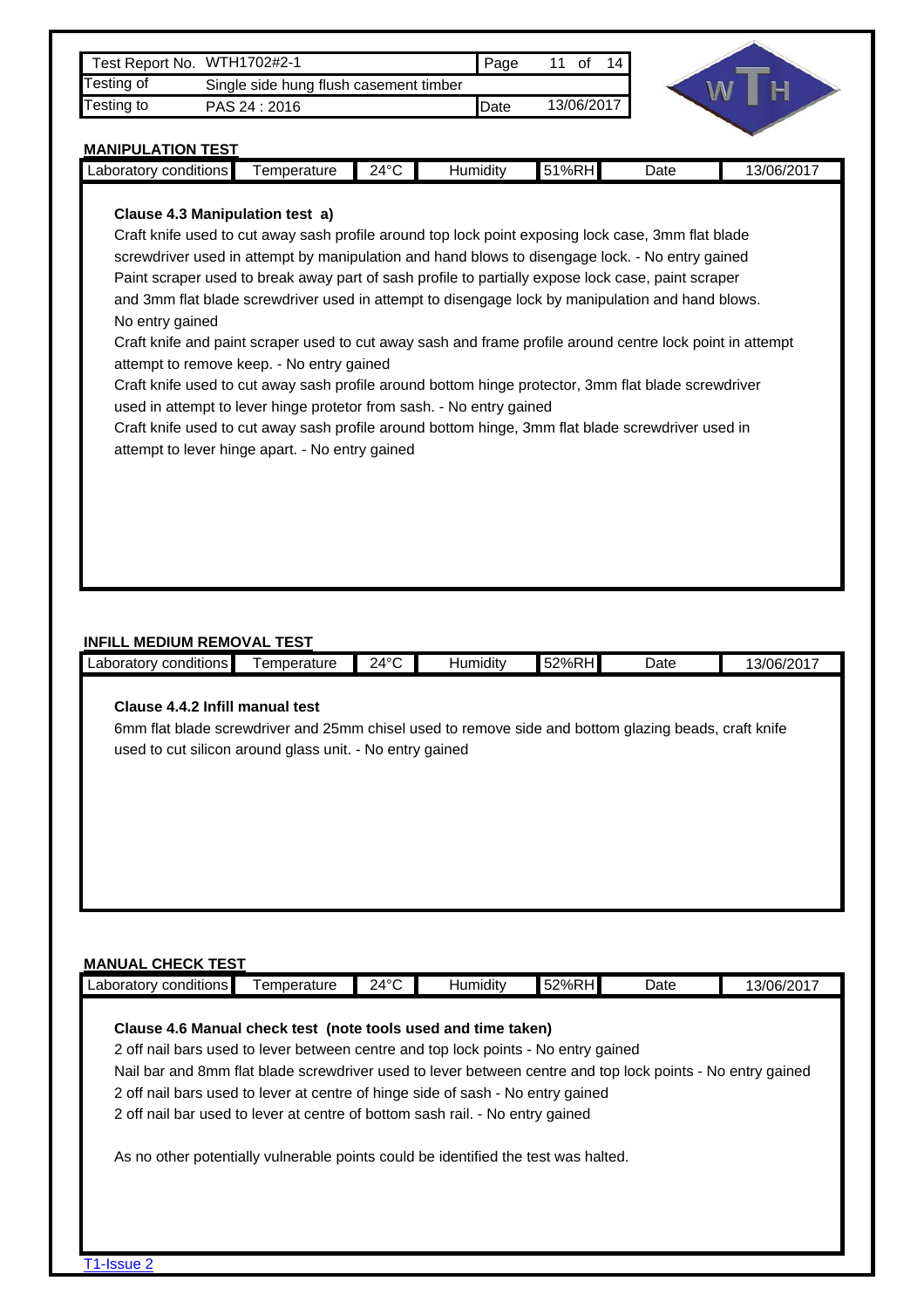| Test Report No. | WTH1702#2-1 | Page | 11 of 14 |
|---|---|---|---|
| Testing of | Single side hung flush casement timber | | |
| Testing to | PAS 24 : 2016 | Date | 13/06/2017 |

## MANIPULATION TEST

| Laboratory conditions | Temperature | 24°C | Humidity | 51%RH | Date | 13/06/2017 |
|---|---|---|---|---|---|---|

**Clause 4.3 Manipulation test a)**

Craft knife used to cut away sash profile around top lock point exposing lock case, 3mm flat blade screwdriver used in attempt by manipulation and hand blows to disengage lock. - No entry gained

Paint scraper used to break away part of sash profile to partially expose lock case, paint scraper and 3mm flat blade screwdriver used in attempt to disengage lock by manipulation and hand blows. No entry gained

Craft knife and paint scraper used to cut away sash and frame profile around centre lock point in attempt attempt to remove keep. - No entry gained

Craft knife used to cut away sash profile around bottom hinge protector, 3mm flat blade screwdriver used in attempt to lever hinge protetor from sash. - No entry gained

Craft knife used to cut away sash profile around bottom hinge, 3mm flat blade screwdriver used in attempt to lever hinge apart. - No entry gained

## INFILL MEDIUM REMOVAL TEST

| Laboratory conditions | Temperature | 24°C | Humidity | 52%RH | Date | 13/06/2017 |
|---|---|---|---|---|---|---|

**Clause 4.4.2 Infill manual test**

6mm flat blade screwdriver and 25mm chisel used to remove side and bottom glazing beads, craft knife used to cut silicon around glass unit. - No entry gained

## MANUAL CHECK TEST

| Laboratory conditions | Temperature | 24°C | Humidity | 52%RH | Date | 13/06/2017 |
|---|---|---|---|---|---|---|

**Clause 4.6 Manual check test (note tools used and time taken)**

2 off nail bars used to lever between centre and top lock points - No entry gained

Nail bar and 8mm flat blade screwdriver used to lever between centre and top lock points - No entry gained

2 off nail bars used to lever at centre of hinge side of sash - No entry gained

2 off nail bar used to lever at centre of bottom sash rail. - No entry gained

As no other potentially vulnerable points could be identified the test was halted.

T1-Issue 2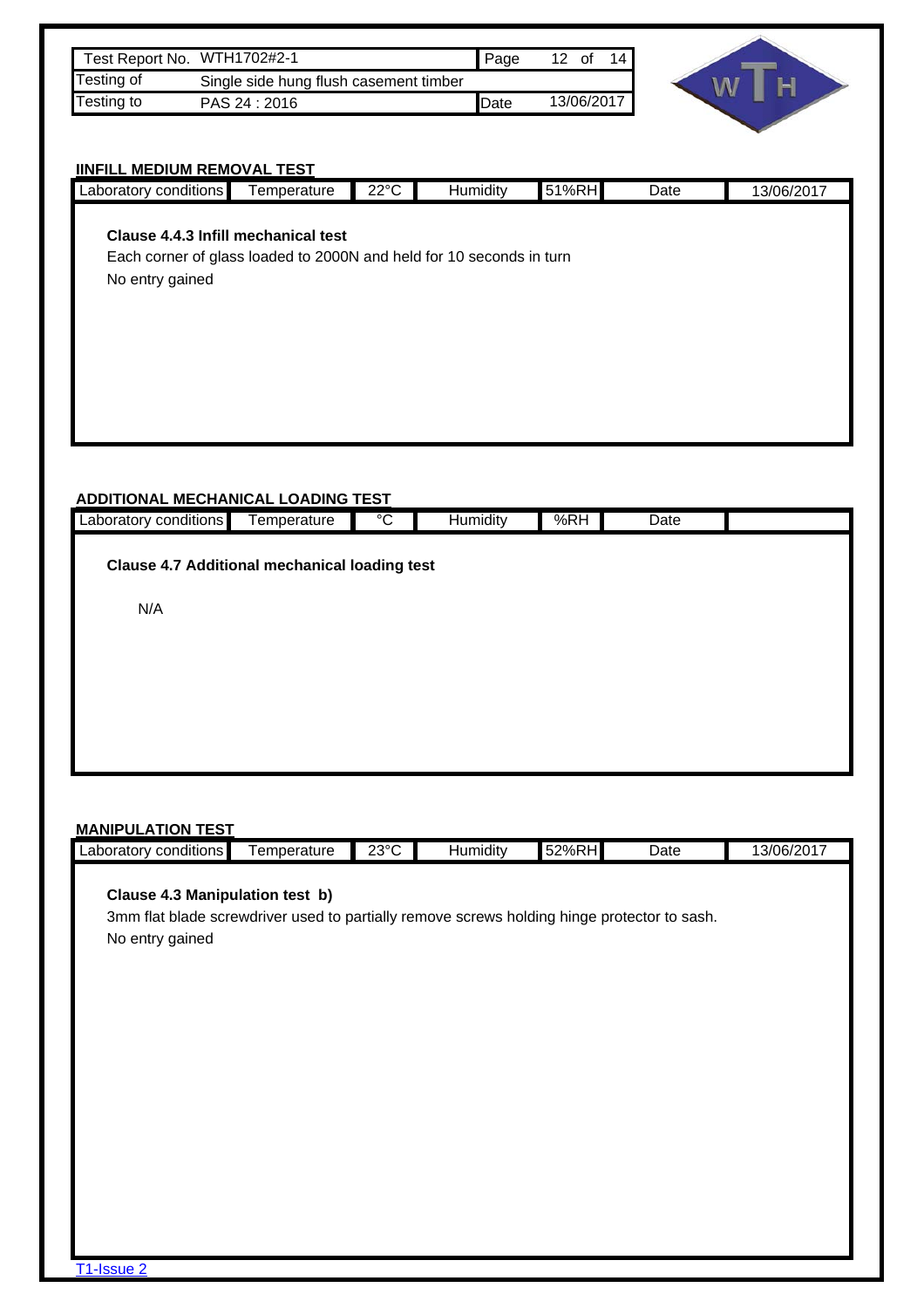| Test Report No. | WTH1702#2-1 | Page | 12 of 14 |
|---|---|---|---|
| Testing of | Single side hung flush casement timber | | |
| Testing to | PAS 24 : 2016 | Date | 13/06/2017 |

## IINFILL MEDIUM REMOVAL TEST

| Laboratory conditions | Temperature | 22°C | Humidity | 51%RH | Date | 13/06/2017 |
|---|---|---|---|---|---|---|

**Clause 4.4.3 Infill mechanical test**

Each corner of glass loaded to 2000N and held for 10 seconds in turn

No entry gained

## ADDITIONAL MECHANICAL LOADING TEST

| Laboratory conditions | Temperature | °C | Humidity | %RH | Date | |
|---|---|---|---|---|---|---|

**Clause 4.7 Additional mechanical loading test**

N/A

## MANIPULATION TEST

| Laboratory conditions | Temperature | 23°C | Humidity | 52%RH | Date | 13/06/2017 |
|---|---|---|---|---|---|---|

**Clause 4.3 Manipulation test b)**

3mm flat blade screwdriver used to partially remove screws holding hinge protector to sash.

No entry gained

T1-Issue 2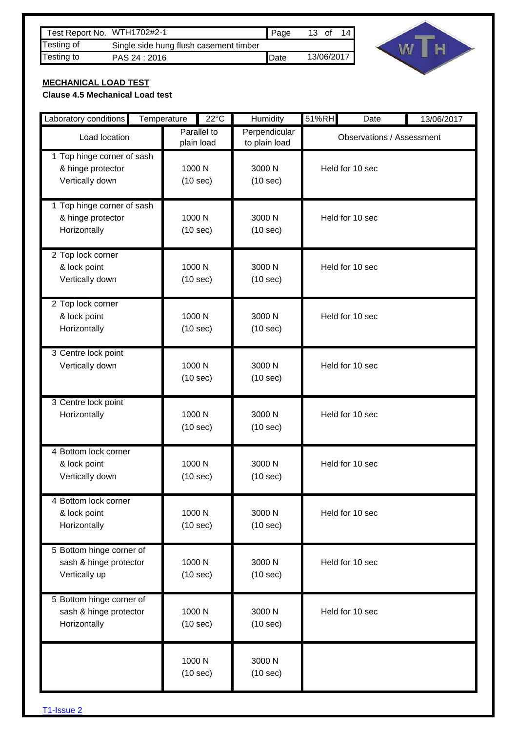| Test Report No. | WTH1702#2-1 | Page | 13 of 14 |
|---|---|---|---|
| Testing of | Single side hung flush casement timber | | |
| Testing to | PAS 24 : 2016 | Date | 13/06/2017 |

**MECHANICAL LOAD TEST**

**Clause 4.5 Mechanical Load test**

| Laboratory conditions | Temperature 22°C | Humidity 51%RH | Date 13/06/2017 |
|---|---|---|---|
| Load location | Parallel to plain load | Perpendicular to plain load | Observations / Assessment |
| 1 Top hinge corner of sash & hinge protector Vertically down | 1000 N (10 sec) | 3000 N (10 sec) | Held for 10 sec |
| 1 Top hinge corner of sash & hinge protector Horizontally | 1000 N (10 sec) | 3000 N (10 sec) | Held for 10 sec |
| 2 Top lock corner & lock point Vertically down | 1000 N (10 sec) | 3000 N (10 sec) | Held for 10 sec |
| 2 Top lock corner & lock point Horizontally | 1000 N (10 sec) | 3000 N (10 sec) | Held for 10 sec |
| 3 Centre lock point Vertically down | 1000 N (10 sec) | 3000 N (10 sec) | Held for 10 sec |
| 3 Centre lock point Horizontally | 1000 N (10 sec) | 3000 N (10 sec) | Held for 10 sec |
| 4 Bottom lock corner & lock point Vertically down | 1000 N (10 sec) | 3000 N (10 sec) | Held for 10 sec |
| 4 Bottom lock corner & lock point Horizontally | 1000 N (10 sec) | 3000 N (10 sec) | Held for 10 sec |
| 5 Bottom hinge corner of sash & hinge protector Vertically up | 1000 N (10 sec) | 3000 N (10 sec) | Held for 10 sec |
| 5 Bottom hinge corner of sash & hinge protector Horizontally | 1000 N (10 sec) | 3000 N (10 sec) | Held for 10 sec |
| | 1000 N (10 sec) | 3000 N (10 sec) | |

T1-Issue 2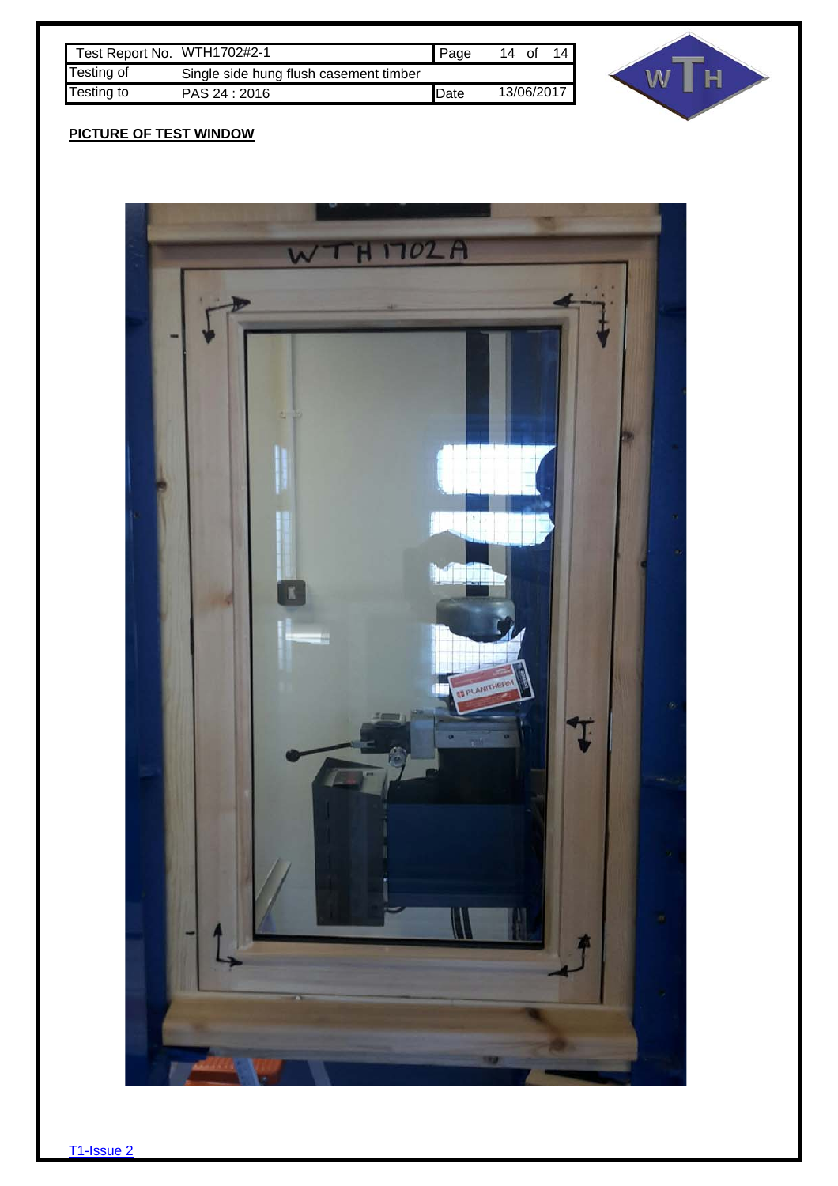| | | | |
|---|---|---|---|
| Test Report No. | WTH1702#2-1 | Page | 14 of 14 |
| Testing of | Single side hung flush casement timber | | |
| Testing to | PAS 24 : 2016 | Date | 13/06/2017 |

**PICTURE OF TEST WINDOW**

T1-Issue 2